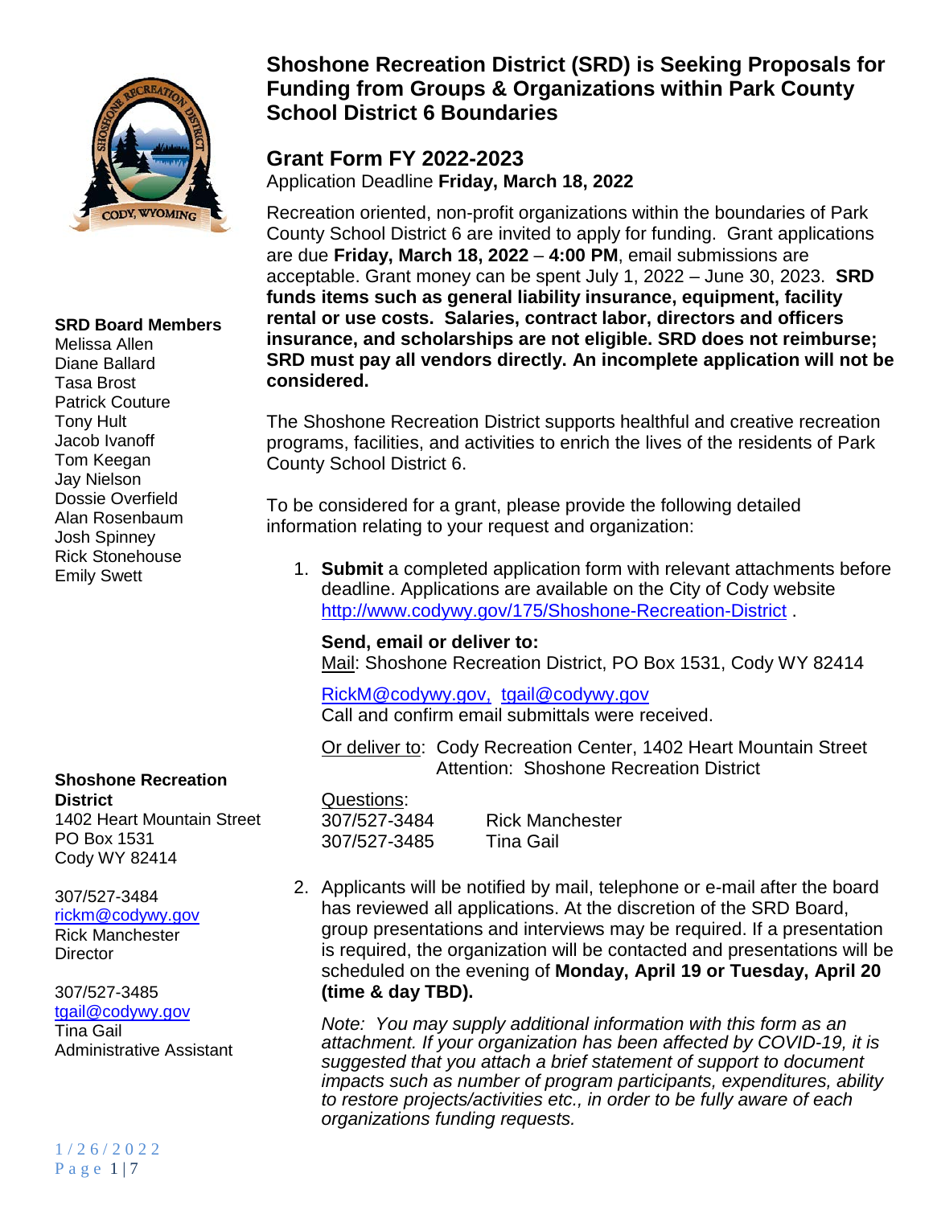# Shoshone Recreation District (SRD) is Seeking Proposals for Funding from Groups & Organizations within Park County School District 6 Boundaries

## Grant Form FY 2022-2023

Application Deadline **Friday, March 18, 2022**

Recreation oriented, non-profit organizations within the boundaries of Park County School District 6 are invited to apply for funding. Grant applications are due **Friday, March 18, 2022** – **4:00 PM**, email submissions are acceptable. Grant money can be spent July 1, 2022 – June 30, 2023. **SRD funds items such as general liability insurance, equipment, facility rental or use costs. Salaries, contract labor, directors and officers insurance, and scholarships are not eligible. SRD does not reimburse; SRD must pay all vendors directly. An incomplete application will not be considered.**

The Shoshone Recreation District supports healthful and creative recreation programs, facilities, and activities to enrich the lives of the residents of Park County School District 6.

To be considered for a grant, please provide the following detailed information relating to your request and organization:

1. **Submit** a completed application form with relevant attachments before deadline. Applications are available on the City of Cody website http://www.codywy.gov/175/Shoshone-Recreation-District .

   **Send, email or deliver to:**
   Mail: Shoshone Recreation District, PO Box 1531, Cody WY 82414

   RickM@codywy.gov, tgail@codywy.gov
   Call and confirm email submittals were received.

   Or deliver to: Cody Recreation Center, 1402 Heart Mountain Street
   Attention: Shoshone Recreation District

   Questions:
   307/527-3484 Rick Manchester
   307/527-3485 Tina Gail

2. Applicants will be notified by mail, telephone or e-mail after the board has reviewed all applications. At the discretion of the SRD Board, group presentations and interviews may be required. If a presentation is required, the organization will be contacted and presentations will be scheduled on the evening of **Monday, April 19 or Tuesday, April 20 (time & day TBD).**

   *Note: You may supply additional information with this form as an attachment. If your organization has been affected by COVID-19, it is suggested that you attach a brief statement of support to document impacts such as number of program participants, expenditures, ability to restore projects/activities etc., in order to be fully aware of each organizations funding requests.*

**SRD Board Members**
Melissa Allen
Diane Ballard
Tasa Brost
Patrick Couture
Tony Hult
Jacob Ivanoff
Tom Keegan
Jay Nielson
Dossie Overfield
Alan Rosenbaum
Josh Spinney
Rick Stonehouse
Emily Swett

**Shoshone Recreation District**
1402 Heart Mountain Street
PO Box 1531
Cody WY 82414

307/527-3484
rickm@codywy.gov
Rick Manchester
Director

307/527-3485
tgail@codywy.gov
Tina Gail
Administrative Assistant

1/26/2022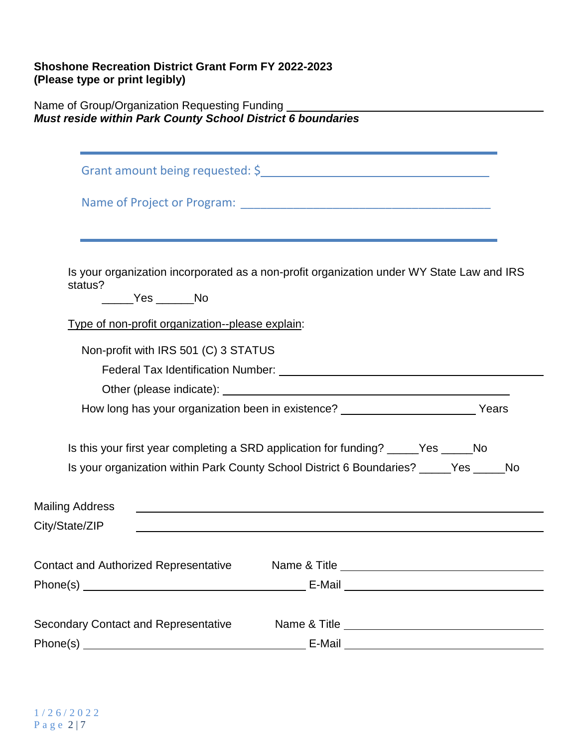**Shoshone Recreation District Grant Form FY 2022-2023**
**(Please type or print legibly)**

Name of Group/Organization Requesting Funding ______________________________________
***Must reside within Park County School District 6 boundaries***

---

Grant amount being requested: $___________________________________

Name of Project or Program: ______________________________________

---

Is your organization incorporated as a non-profit organization under WY State Law and IRS status?

_____Yes ______No

Type of non-profit organization--please explain:

Non-profit with IRS 501 (C) 3 STATUS

Federal Tax Identification Number: ______________________________________

Other (please indicate): ______________________________________

How long has your organization been in existence? _____________________ Years

Is this your first year completing a SRD application for funding? _____Yes _____No

Is your organization within Park County School District 6 Boundaries? _____Yes _____No

Mailing Address ______________________________________________________________

City/State/ZIP ______________________________________________________________

Contact and Authorized Representative Name & Title ______________________________

Phone(s) ___________________________________ E-Mail ______________________________

Secondary Contact and Representative Name & Title ______________________________

Phone(s) ___________________________________ E-Mail ______________________________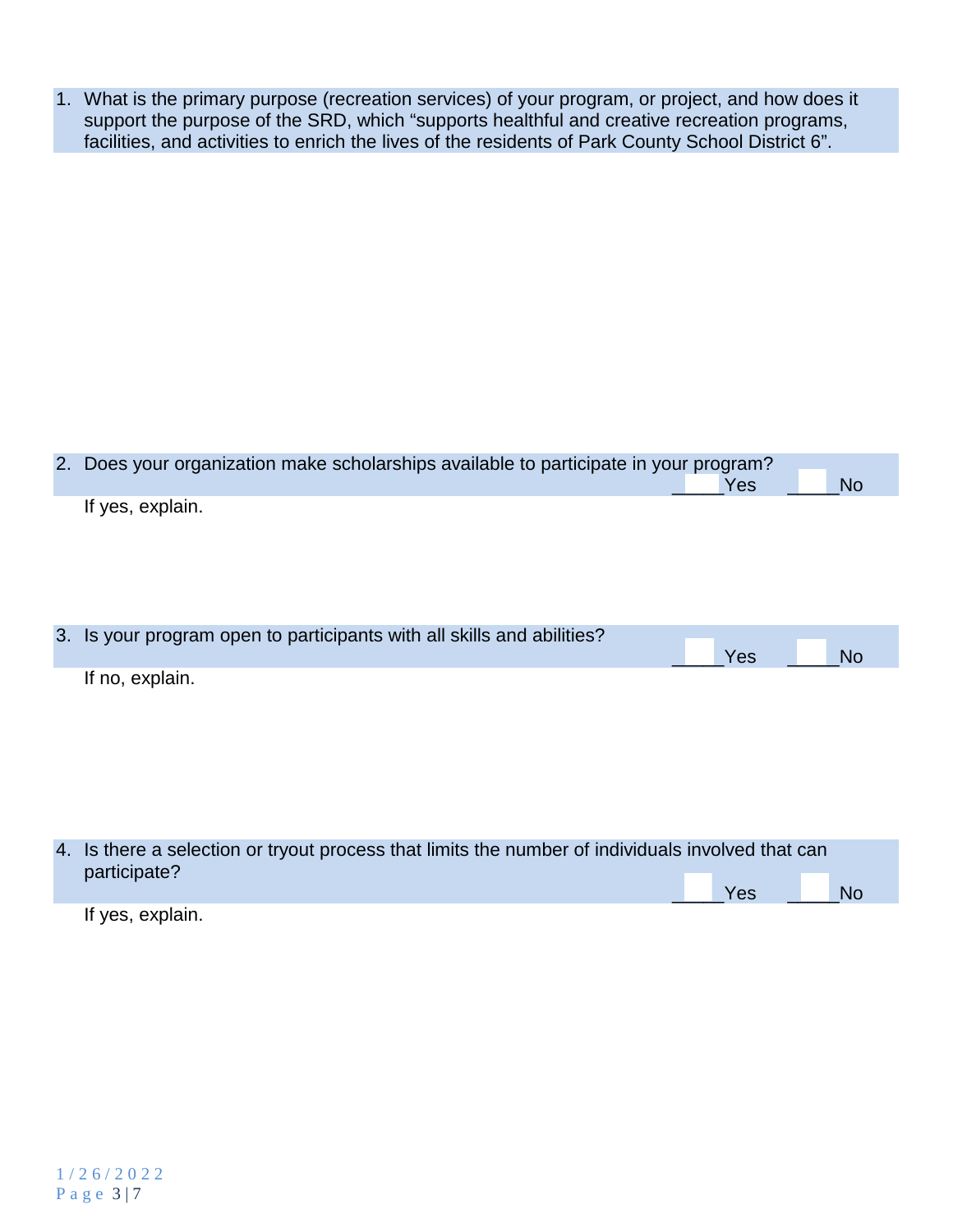1. What is the primary purpose (recreation services) of your program, or project, and how does it support the purpose of the SRD, which "supports healthful and creative recreation programs, facilities, and activities to enrich the lives of the residents of Park County School District 6".

2. Does your organization make scholarships available to participate in your program?
_____Yes _____No

   If yes, explain.

3. Is your program open to participants with all skills and abilities?
_____Yes _____No

   If no, explain.

4. Is there a selection or tryout process that limits the number of individuals involved that can participate?
_____Yes _____No

   If yes, explain.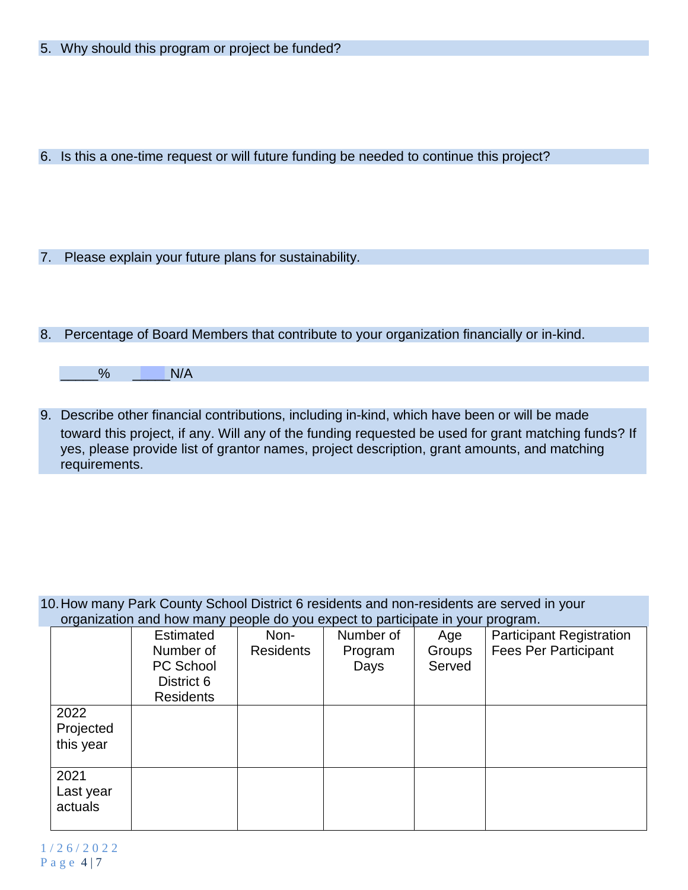5. Why should this program or project be funded?

6. Is this a one-time request or will future funding be needed to continue this project?

7. Please explain your future plans for sustainability.

8. Percentage of Board Members that contribute to your organization financially or in-kind.

_____% _____N/A

9. Describe other financial contributions, including in-kind, which have been or will be made toward this project, if any. Will any of the funding requested be used for grant matching funds? If yes, please provide list of grantor names, project description, grant amounts, and matching requirements.

10. How many Park County School District 6 residents and non-residents are served in your organization and how many people do you expect to participate in your program.

| | Estimated Number of PC School District 6 Residents | Non-Residents | Number of Program Days | Age Groups Served | Participant Registration Fees Per Participant |
|---|---|---|---|---|---|
| 2022 Projected this year | | | | | |
| 2021 Last year actuals | | | | | |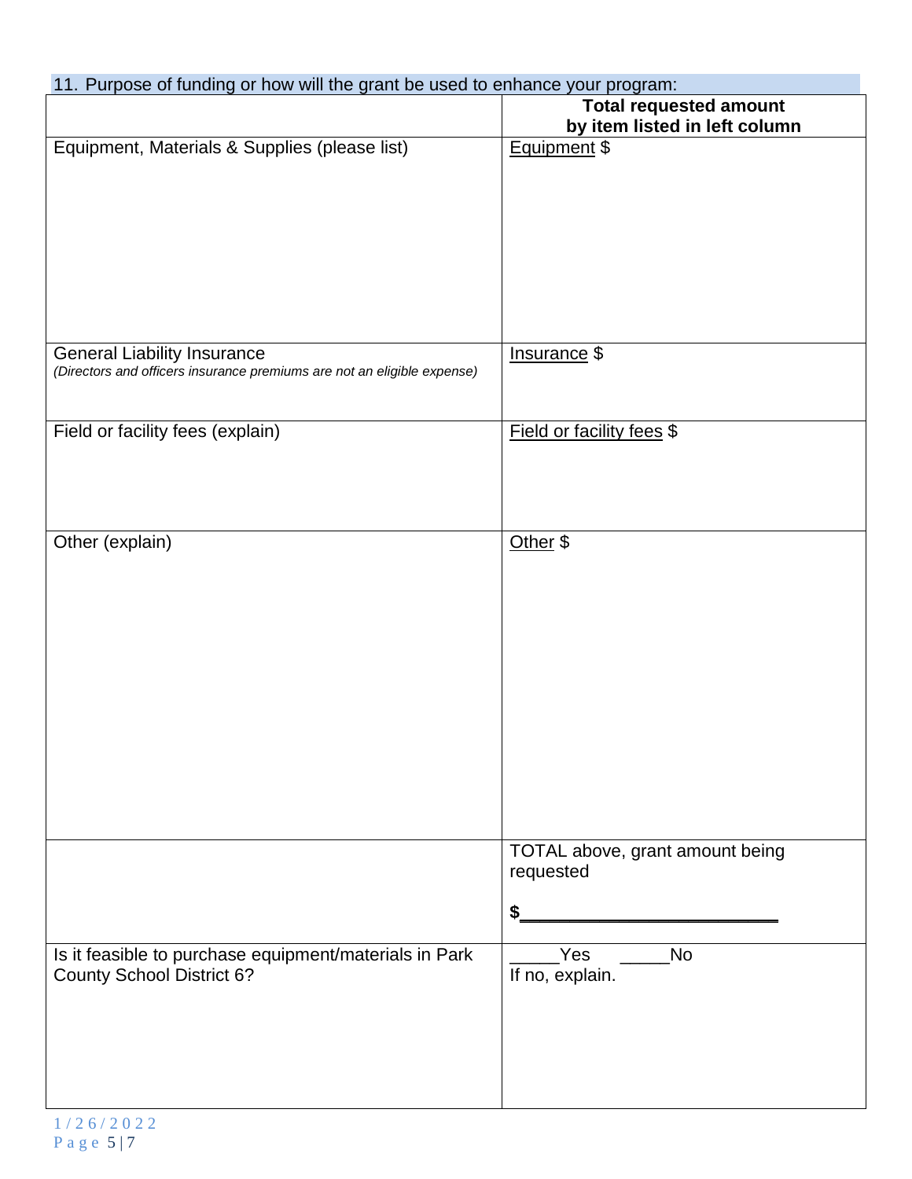11. Purpose of funding or how will the grant be used to enhance your program:

| | **Total requested amount by item listed in left column** |
|---|---|
| Equipment, Materials & Supplies (please list) | Equipment $ |
| General Liability Insurance *(Directors and officers insurance premiums are not an eligible expense)* | Insurance $ |
| Field or facility fees (explain) | Field or facility fees $ |
| Other (explain) | Other $ |
| | TOTAL above, grant amount being requested **$\_\_\_\_\_\_\_\_\_\_\_\_\_\_\_\_\_\_\_\_\_\_\_\_\_\_** |
| Is it feasible to purchase equipment/materials in Park County School District 6? | \_\_\_\_\_Yes \_\_\_\_\_No If no, explain. |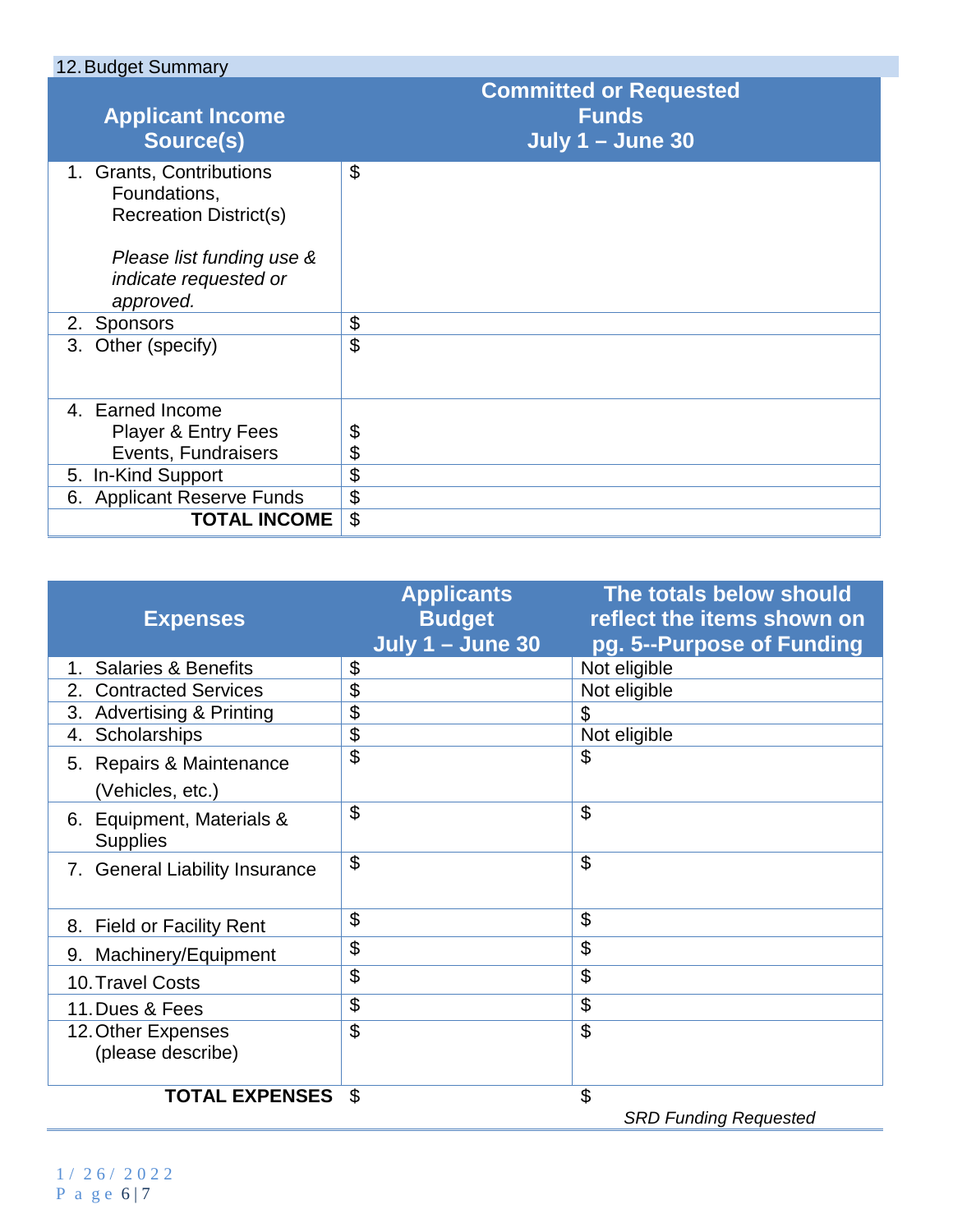## 12. Budget Summary

| Applicant Income Source(s) | Committed or Requested Funds July 1 – June 30 |
|---|---|
| 1. Grants, Contributions Foundations, Recreation District(s) *Please list funding use & indicate requested or approved.* | $ |
| 2. Sponsors | $ |
| 3. Other (specify) | $ |
| 4. Earned Income Player & Entry Fees Events, Fundraisers | $ $ |
| 5. In-Kind Support | $ |
| 6. Applicant Reserve Funds | $ |
| **TOTAL INCOME** | $ |

| Expenses | Applicants Budget July 1 – June 30 | The totals below should reflect the items shown on pg. 5--Purpose of Funding |
|---|---|---|
| 1. Salaries & Benefits | $ | Not eligible |
| 2. Contracted Services | $ | Not eligible |
| 3. Advertising & Printing | $ | $ |
| 4. Scholarships | $ | Not eligible |
| 5. Repairs & Maintenance (Vehicles, etc.) | $ | $ |
| 6. Equipment, Materials & Supplies | $ | $ |
| 7. General Liability Insurance | $ | $ |
| 8. Field or Facility Rent | $ | $ |
| 9. Machinery/Equipment | $ | $ |
| 10. Travel Costs | $ | $ |
| 11. Dues & Fees | $ | $ |
| 12. Other Expenses (please describe) | $ | $ |
| **TOTAL EXPENSES** | $ | $ *SRD Funding Requested* |

1/26/2022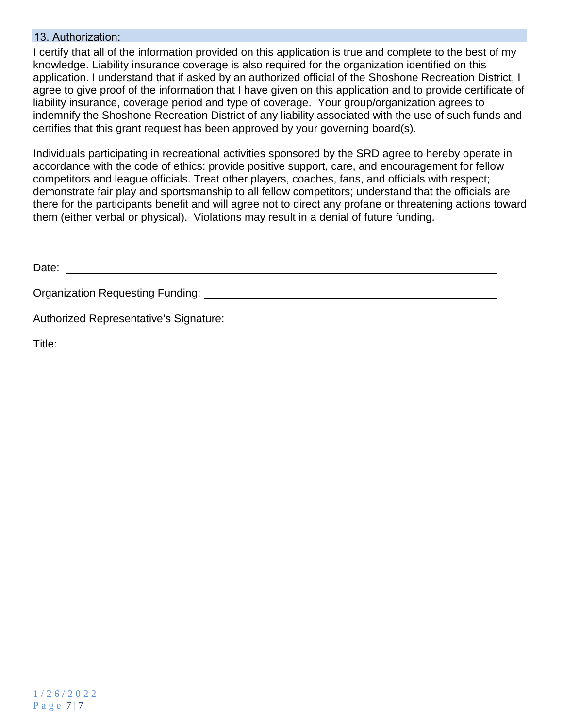## 13. Authorization:

I certify that all of the information provided on this application is true and complete to the best of my knowledge. Liability insurance coverage is also required for the organization identified on this application. I understand that if asked by an authorized official of the Shoshone Recreation District, I agree to give proof of the information that I have given on this application and to provide certificate of liability insurance, coverage period and type of coverage. Your group/organization agrees to indemnify the Shoshone Recreation District of any liability associated with the use of such funds and certifies that this grant request has been approved by your governing board(s).

Individuals participating in recreational activities sponsored by the SRD agree to hereby operate in accordance with the code of ethics: provide positive support, care, and encouragement for fellow competitors and league officials. Treat other players, coaches, fans, and officials with respect; demonstrate fair play and sportsmanship to all fellow competitors; understand that the officials are there for the participants benefit and will agree not to direct any profane or threatening actions toward them (either verbal or physical). Violations may result in a denial of future funding.

Date: ______________________________

Organization Requesting Funding: ______________________________

Authorized Representative's Signature: ______________________________

Title: ______________________________